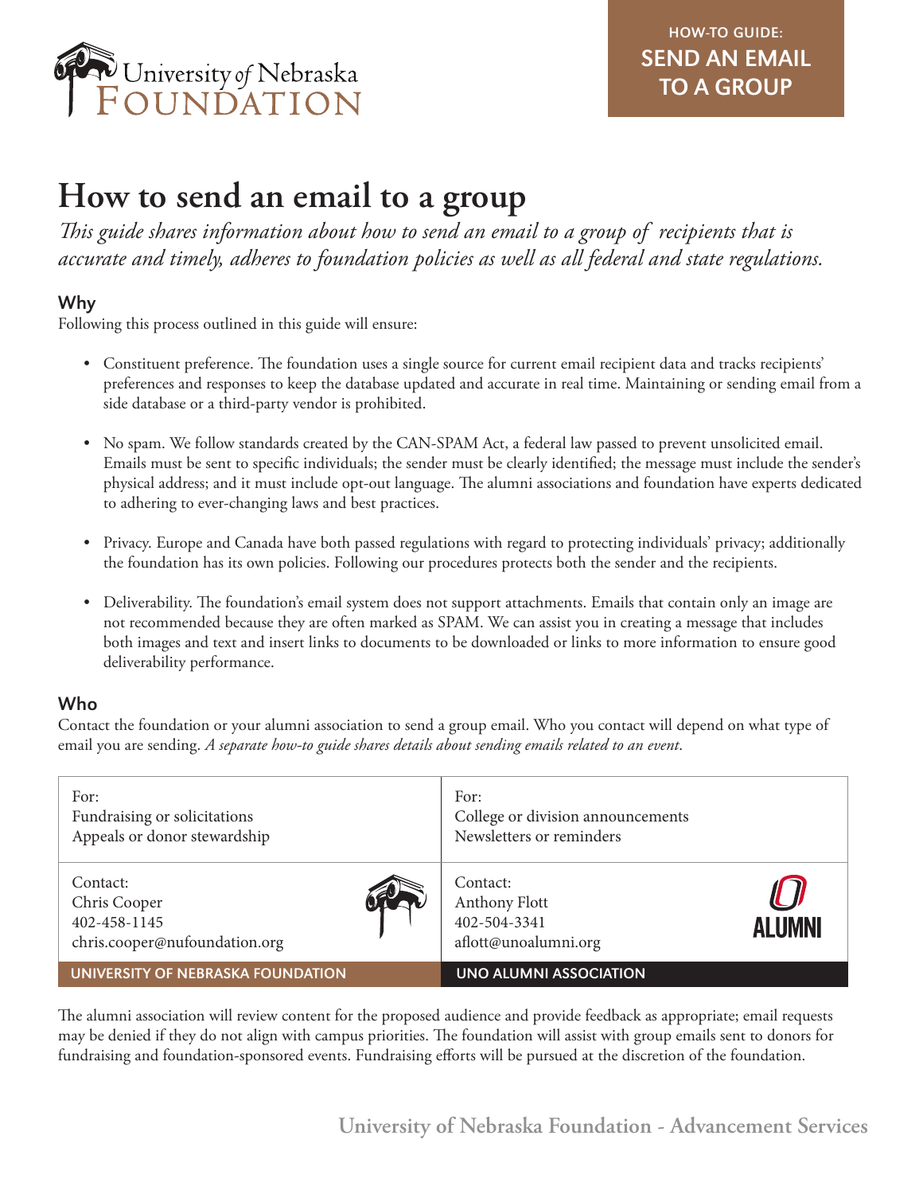University of Nebraska Foundation

**HOW-TO GUIDE: SEND AN EMAIL TO A GROUP**

# How to send an email to a group

*This guide shares information about how to send an email to a group of recipients that is accurate and timely, adheres to foundation policies as well as all federal and state regulations.*

## Why

Following this process outlined in this guide will ensure:

- Constituent preference. The foundation uses a single source for current email recipient data and tracks recipients' preferences and responses to keep the database updated and accurate in real time. Maintaining or sending email from a side database or a third-party vendor is prohibited.
- No spam. We follow standards created by the CAN-SPAM Act, a federal law passed to prevent unsolicited email. Emails must be sent to specific individuals; the sender must be clearly identified; the message must include the sender's physical address; and it must include opt-out language. The alumni associations and foundation have experts dedicated to adhering to ever-changing laws and best practices.
- Privacy. Europe and Canada have both passed regulations with regard to protecting individuals' privacy; additionally the foundation has its own policies. Following our procedures protects both the sender and the recipients.
- Deliverability. The foundation's email system does not support attachments. Emails that contain only an image are not recommended because they are often marked as SPAM. We can assist you in creating a message that includes both images and text and insert links to documents to be downloaded or links to more information to ensure good deliverability performance.

## Who

Contact the foundation or your alumni association to send a group email. Who you contact will depend on what type of email you are sending. *A separate how-to guide shares details about sending emails related to an event*.

| UNIVERSITY OF NEBRASKA FOUNDATION | UNO ALUMNI ASSOCIATION |
|---|---|
| For:<br>Fundraising or solicitations<br>Appeals or donor stewardship | For:<br>College or division announcements<br>Newsletters or reminders |
| Contact:<br>Chris Cooper<br>402-458-1145<br>chris.cooper@nufoundation.org | Contact:<br>Anthony Flott<br>402-504-3341<br>aflott@unoalumni.org |

The alumni association will review content for the proposed audience and provide feedback as appropriate; email requests may be denied if they do not align with campus priorities. The foundation will assist with group emails sent to donors for fundraising and foundation-sponsored events. Fundraising efforts will be pursued at the discretion of the foundation.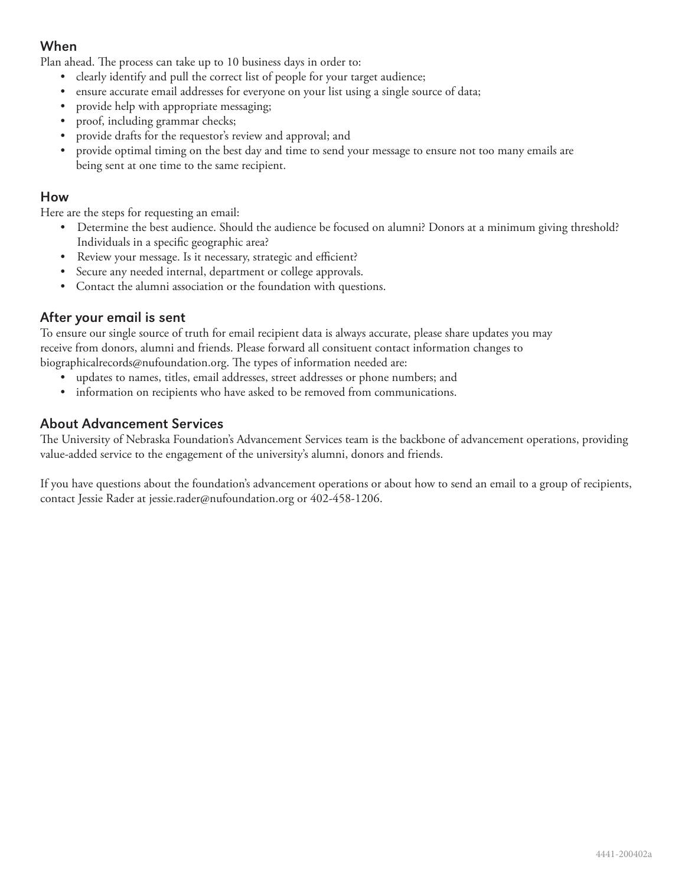## When

Plan ahead. The process can take up to 10 business days in order to:

- clearly identify and pull the correct list of people for your target audience;
- ensure accurate email addresses for everyone on your list using a single source of data;
- provide help with appropriate messaging;
- proof, including grammar checks;
- provide drafts for the requestor's review and approval; and
- provide optimal timing on the best day and time to send your message to ensure not too many emails are being sent at one time to the same recipient.

## How

Here are the steps for requesting an email:

- Determine the best audience. Should the audience be focused on alumni? Donors at a minimum giving threshold? Individuals in a specific geographic area?
- Review your message. Is it necessary, strategic and efficient?
- Secure any needed internal, department or college approvals.
- Contact the alumni association or the foundation with questions.

## After your email is sent

To ensure our single source of truth for email recipient data is always accurate, please share updates you may receive from donors, alumni and friends. Please forward all consituent contact information changes to biographicalrecords@nufoundation.org. The types of information needed are:

- updates to names, titles, email addresses, street addresses or phone numbers; and
- information on recipients who have asked to be removed from communications.

## About Advancement Services

The University of Nebraska Foundation's Advancement Services team is the backbone of advancement operations, providing value-added service to the engagement of the university's alumni, donors and friends.

If you have questions about the foundation's advancement operations or about how to send an email to a group of recipients, contact Jessie Rader at jessie.rader@nufoundation.org or 402-458-1206.

4441-200402a